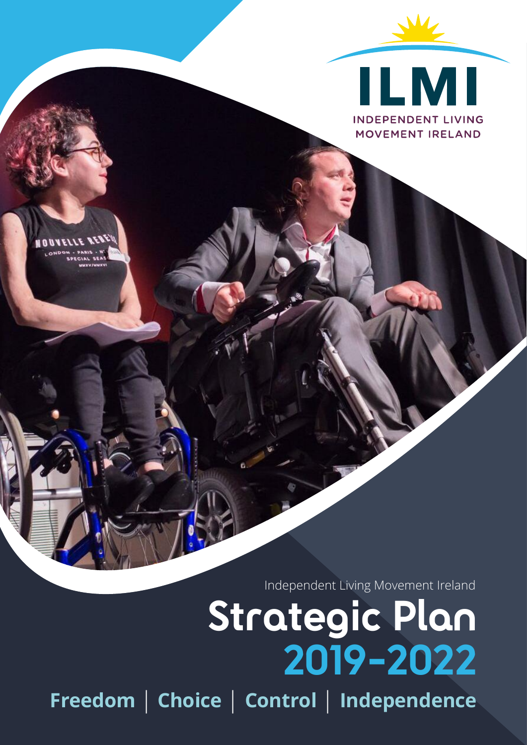ILMI

INDEPENDENT LIVING MOVEMENT IRELAND

Independent Living Movement Ireland

# Strategic Plan 2019-2022

**Freedom | Choice | Control | Independence**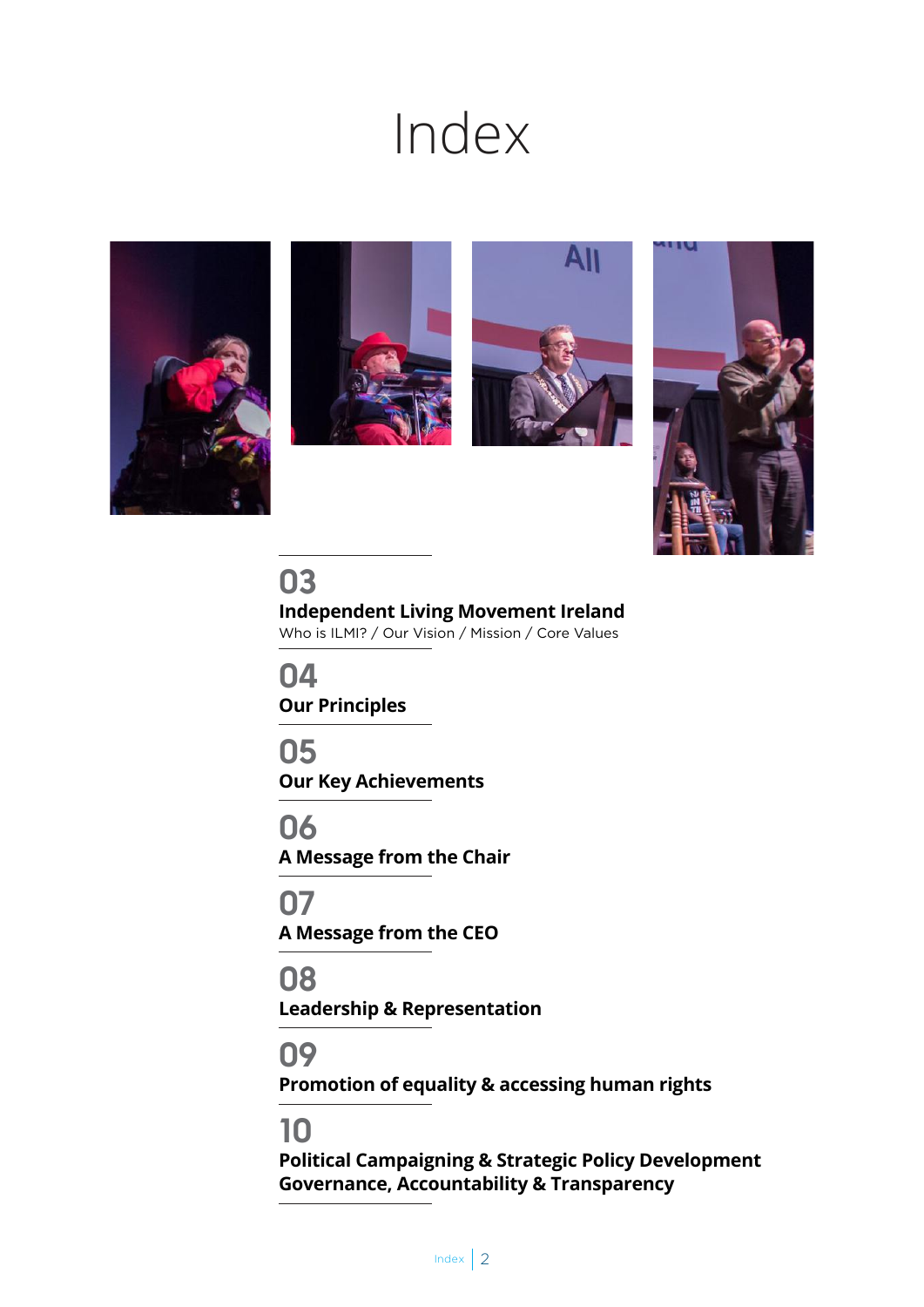# Index

**03**
**Independent Living Movement Ireland**
Who is ILMI? / Our Vision / Mission / Core Values

**04**
**Our Principles**

**05**
**Our Key Achievements**

**06**
**A Message from the Chair**

**07**
**A Message from the CEO**

**08**
**Leadership & Representation**

**09**
**Promotion of equality & accessing human rights**

**10**
**Political Campaigning & Strategic Policy Development**
**Governance, Accountability & Transparency**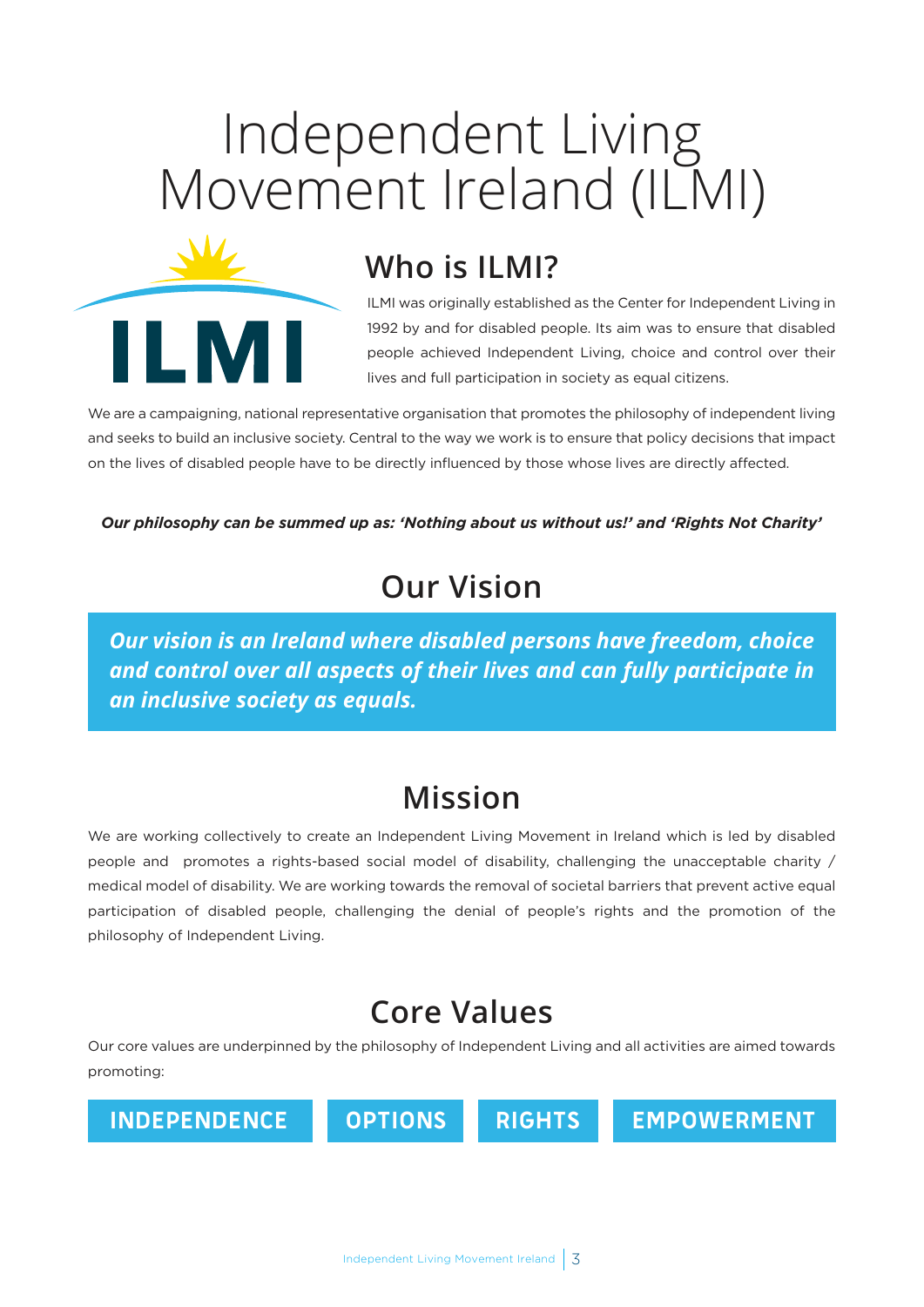# Independent Living Movement Ireland (ILMI)

## Who is ILMI?

ILMI was originally established as the Center for Independent Living in 1992 by and for disabled people. Its aim was to ensure that disabled people achieved Independent Living, choice and control over their lives and full participation in society as equal citizens.

We are a campaigning, national representative organisation that promotes the philosophy of independent living and seeks to build an inclusive society. Central to the way we work is to ensure that policy decisions that impact on the lives of disabled people have to be directly influenced by those whose lives are directly affected.

***Our philosophy can be summed up as: 'Nothing about us without us!' and 'Rights Not Charity'***

## Our Vision

***Our vision is an Ireland where disabled persons have freedom, choice and control over all aspects of their lives and can fully participate in an inclusive society as equals.***

## Mission

We are working collectively to create an Independent Living Movement in Ireland which is led by disabled people and promotes a rights-based social model of disability, challenging the unacceptable charity / medical model of disability. We are working towards the removal of societal barriers that prevent active equal participation of disabled people, challenging the denial of people's rights and the promotion of the philosophy of Independent Living.

## Core Values

Our core values are underpinned by the philosophy of Independent Living and all activities are aimed towards promoting:

**INDEPENDENCE** | **OPTIONS** | **RIGHTS** | **EMPOWERMENT**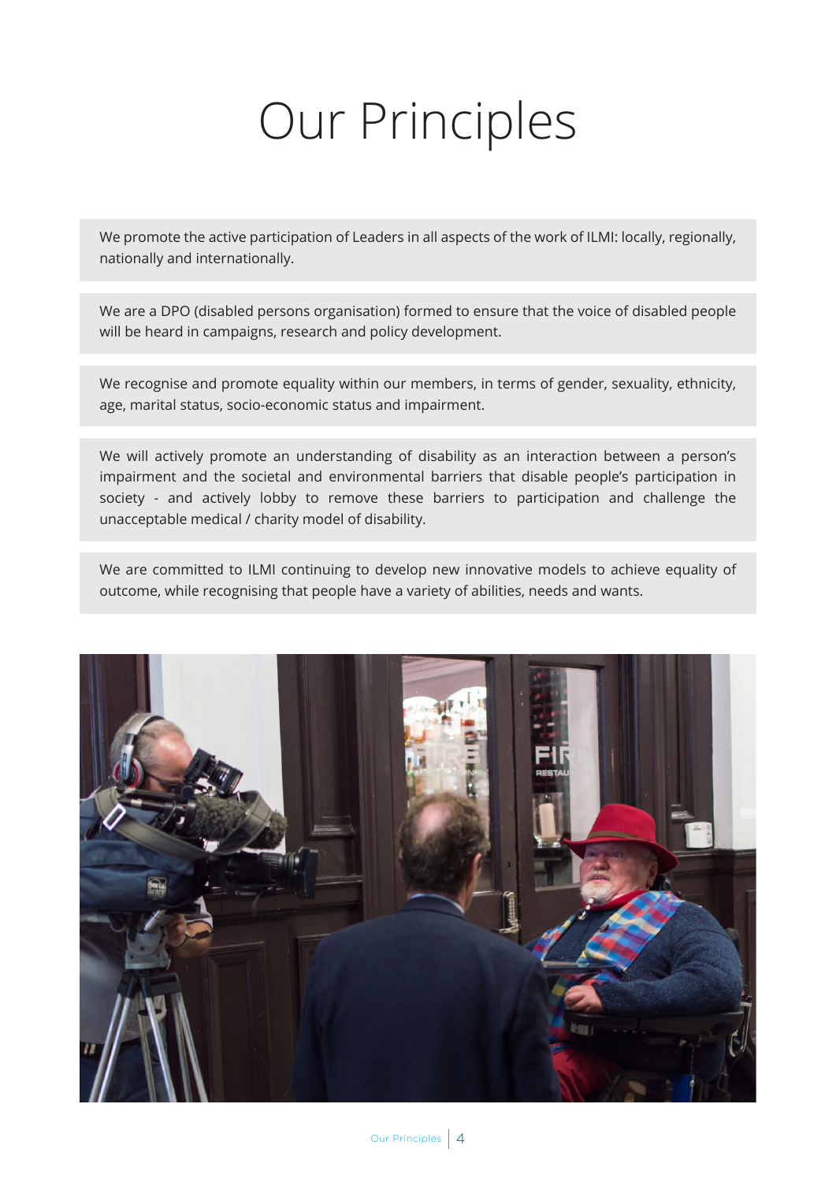# Our Principles

We promote the active participation of Leaders in all aspects of the work of ILMI: locally, regionally, nationally and internationally.

We are a DPO (disabled persons organisation) formed to ensure that the voice of disabled people will be heard in campaigns, research and policy development.

We recognise and promote equality within our members, in terms of gender, sexuality, ethnicity, age, marital status, socio-economic status and impairment.

We will actively promote an understanding of disability as an interaction between a person's impairment and the societal and environmental barriers that disable people's participation in society - and actively lobby to remove these barriers to participation and challenge the unacceptable medical / charity model of disability.

We are committed to ILMI continuing to develop new innovative models to achieve equality of outcome, while recognising that people have a variety of abilities, needs and wants.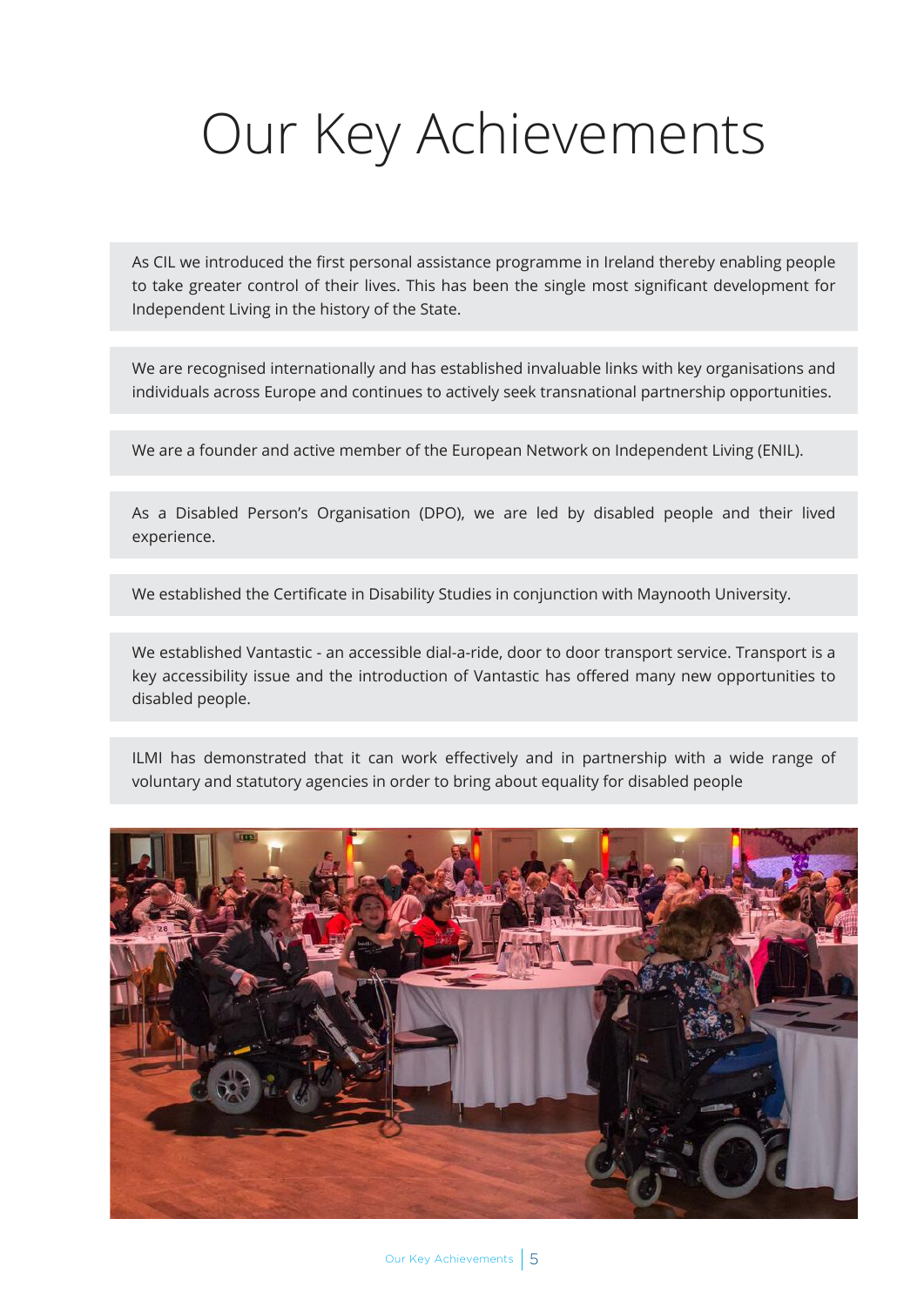# Our Key Achievements

As CIL we introduced the first personal assistance programme in Ireland thereby enabling people to take greater control of their lives. This has been the single most significant development for Independent Living in the history of the State.

We are recognised internationally and has established invaluable links with key organisations and individuals across Europe and continues to actively seek transnational partnership opportunities.

We are a founder and active member of the European Network on Independent Living (ENIL).

As a Disabled Person's Organisation (DPO), we are led by disabled people and their lived experience.

We established the Certificate in Disability Studies in conjunction with Maynooth University.

We established Vantastic - an accessible dial-a-ride, door to door transport service. Transport is a key accessibility issue and the introduction of Vantastic has offered many new opportunities to disabled people.

ILMI has demonstrated that it can work effectively and in partnership with a wide range of voluntary and statutory agencies in order to bring about equality for disabled people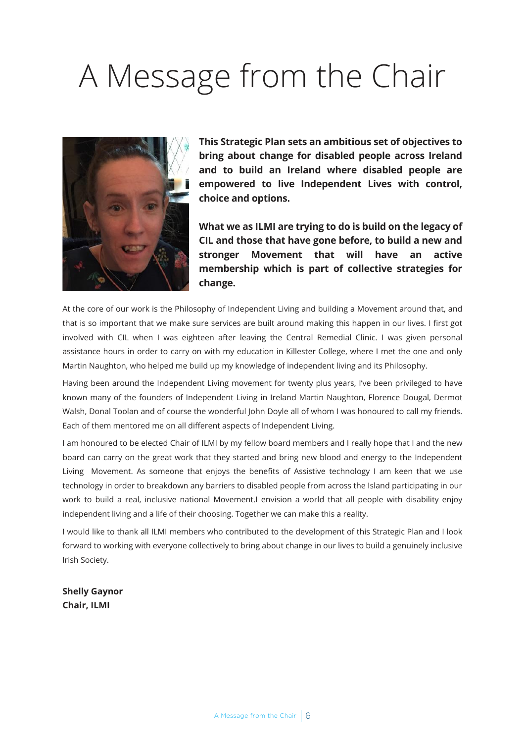# A Message from the Chair

**This Strategic Plan sets an ambitious set of objectives to bring about change for disabled people across Ireland and to build an Ireland where disabled people are empowered to live Independent Lives with control, choice and options.**

**What we as ILMI are trying to do is build on the legacy of CIL and those that have gone before, to build a new and stronger Movement that will have an active membership which is part of collective strategies for change.**

At the core of our work is the Philosophy of Independent Living and building a Movement around that, and that is so important that we make sure services are built around making this happen in our lives. I first got involved with CIL when I was eighteen after leaving the Central Remedial Clinic. I was given personal assistance hours in order to carry on with my education in Killester College, where I met the one and only Martin Naughton, who helped me build up my knowledge of independent living and its Philosophy.

Having been around the Independent Living movement for twenty plus years, I've been privileged to have known many of the founders of Independent Living in Ireland Martin Naughton, Florence Dougal, Dermot Walsh, Donal Toolan and of course the wonderful John Doyle all of whom I was honoured to call my friends. Each of them mentored me on all different aspects of Independent Living.

I am honoured to be elected Chair of ILMI by my fellow board members and I really hope that I and the new board can carry on the great work that they started and bring new blood and energy to the Independent Living Movement. As someone that enjoys the benefits of Assistive technology I am keen that we use technology in order to breakdown any barriers to disabled people from across the Island participating in our work to build a real, inclusive national Movement.I envision a world that all people with disability enjoy independent living and a life of their choosing. Together we can make this a reality.

I would like to thank all ILMI members who contributed to the development of this Strategic Plan and I look forward to working with everyone collectively to bring about change in our lives to build a genuinely inclusive Irish Society.

**Shelly Gaynor**
**Chair, ILMI**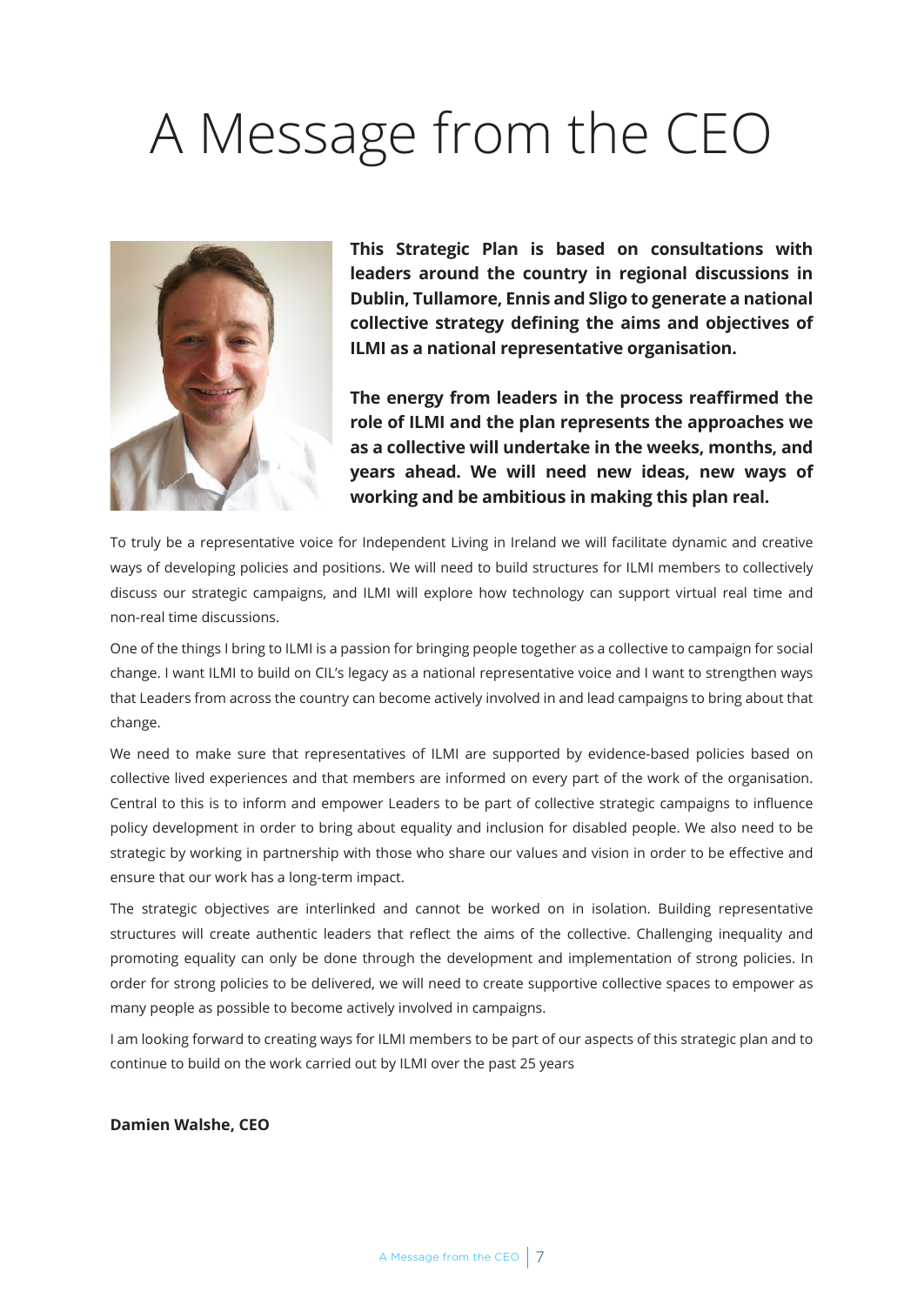# A Message from the CEO

**This Strategic Plan is based on consultations with leaders around the country in regional discussions in Dublin, Tullamore, Ennis and Sligo to generate a national collective strategy defining the aims and objectives of ILMI as a national representative organisation.**

**The energy from leaders in the process reaffirmed the role of ILMI and the plan represents the approaches we as a collective will undertake in the weeks, months, and years ahead. We will need new ideas, new ways of working and be ambitious in making this plan real.**

To truly be a representative voice for Independent Living in Ireland we will facilitate dynamic and creative ways of developing policies and positions. We will need to build structures for ILMI members to collectively discuss our strategic campaigns, and ILMI will explore how technology can support virtual real time and non-real time discussions.

One of the things I bring to ILMI is a passion for bringing people together as a collective to campaign for social change. I want ILMI to build on CIL's legacy as a national representative voice and I want to strengthen ways that Leaders from across the country can become actively involved in and lead campaigns to bring about that change.

We need to make sure that representatives of ILMI are supported by evidence-based policies based on collective lived experiences and that members are informed on every part of the work of the organisation. Central to this is to inform and empower Leaders to be part of collective strategic campaigns to influence policy development in order to bring about equality and inclusion for disabled people. We also need to be strategic by working in partnership with those who share our values and vision in order to be effective and ensure that our work has a long-term impact.

The strategic objectives are interlinked and cannot be worked on in isolation. Building representative structures will create authentic leaders that reflect the aims of the collective. Challenging inequality and promoting equality can only be done through the development and implementation of strong policies. In order for strong policies to be delivered, we will need to create supportive collective spaces to empower as many people as possible to become actively involved in campaigns.

I am looking forward to creating ways for ILMI members to be part of our aspects of this strategic plan and to continue to build on the work carried out by ILMI over the past 25 years

**Damien Walshe, CEO**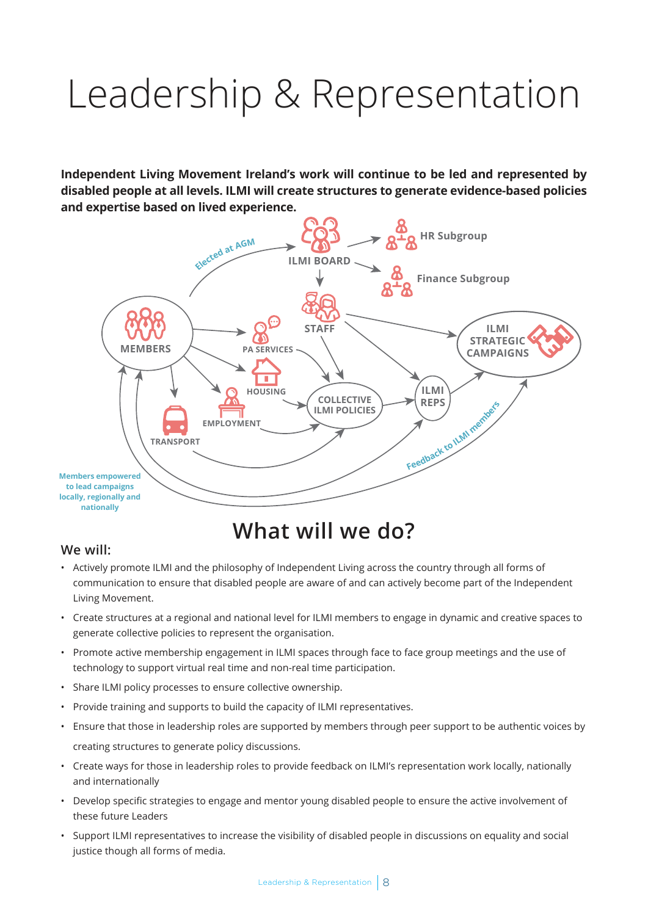# Leadership & Representation

**Independent Living Movement Ireland's work will continue to be led and represented by disabled people at all levels. ILMI will create structures to generate evidence-based policies and expertise based on lived experience.**

Elected at AGM

ILMI BOARD

HR Subgroup

Finance Subgroup

STAFF

MEMBERS

PA SERVICES

HOUSING

EMPLOYMENT

TRANSPORT

COLLECTIVE ILMI POLICIES

ILMI REPS

ILMI STRATEGIC CAMPAIGNS

Feedback to ILMI members

Members empowered to lead campaigns locally, regionally and nationally

## What will we do?

### We will:

- Actively promote ILMI and the philosophy of Independent Living across the country through all forms of communication to ensure that disabled people are aware of and can actively become part of the Independent Living Movement.
- Create structures at a regional and national level for ILMI members to engage in dynamic and creative spaces to generate collective policies to represent the organisation.
- Promote active membership engagement in ILMI spaces through face to face group meetings and the use of technology to support virtual real time and non-real time participation.
- Share ILMI policy processes to ensure collective ownership.
- Provide training and supports to build the capacity of ILMI representatives.
- Ensure that those in leadership roles are supported by members through peer support to be authentic voices by creating structures to generate policy discussions.
- Create ways for those in leadership roles to provide feedback on ILMI's representation work locally, nationally and internationally
- Develop specific strategies to engage and mentor young disabled people to ensure the active involvement of these future Leaders
- Support ILMI representatives to increase the visibility of disabled people in discussions on equality and social justice though all forms of media.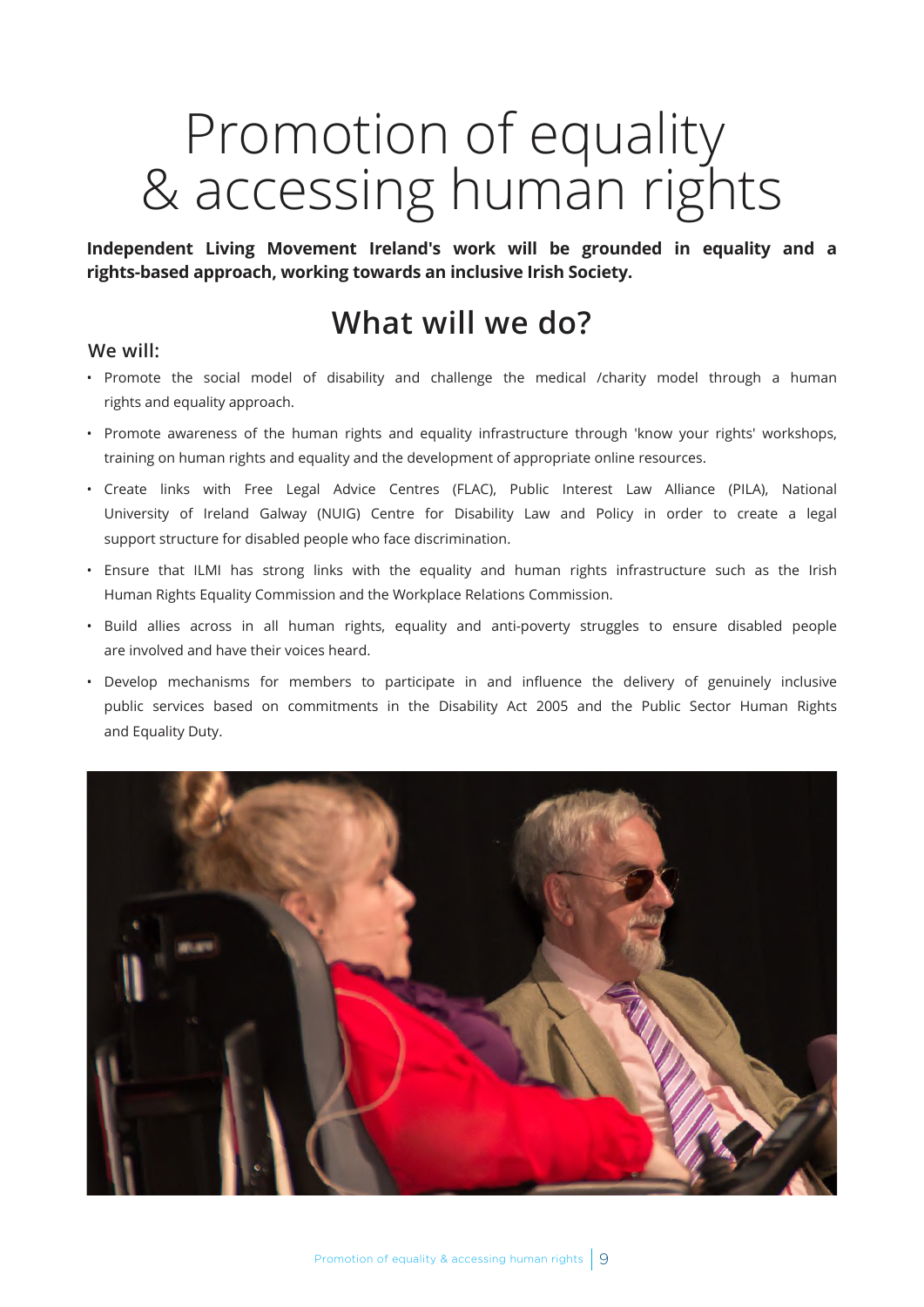# Promotion of equality & accessing human rights

**Independent Living Movement Ireland's work will be grounded in equality and a rights-based approach, working towards an inclusive Irish Society.**

## What will we do?

### We will:

- Promote the social model of disability and challenge the medical /charity model through a human rights and equality approach.
- Promote awareness of the human rights and equality infrastructure through 'know your rights' workshops, training on human rights and equality and the development of appropriate online resources.
- Create links with Free Legal Advice Centres (FLAC), Public Interest Law Alliance (PILA), National University of Ireland Galway (NUIG) Centre for Disability Law and Policy in order to create a legal support structure for disabled people who face discrimination.
- Ensure that ILMI has strong links with the equality and human rights infrastructure such as the Irish Human Rights Equality Commission and the Workplace Relations Commission.
- Build allies across in all human rights, equality and anti-poverty struggles to ensure disabled people are involved and have their voices heard.
- Develop mechanisms for members to participate in and influence the delivery of genuinely inclusive public services based on commitments in the Disability Act 2005 and the Public Sector Human Rights and Equality Duty.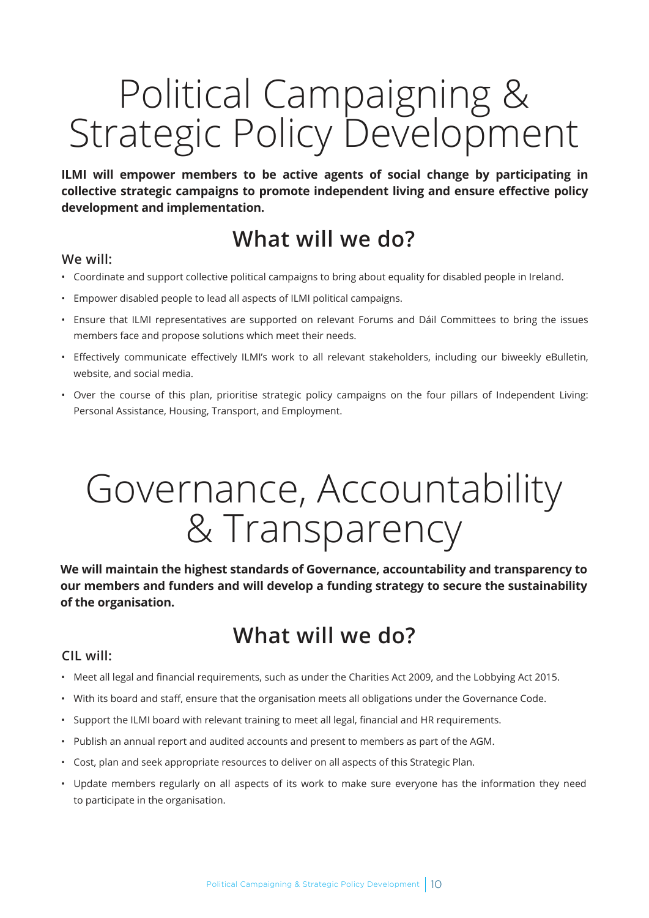# Political Campaigning & Strategic Policy Development

**ILMI will empower members to be active agents of social change by participating in collective strategic campaigns to promote independent living and ensure effective policy development and implementation.**

## What will we do?

### We will:

- Coordinate and support collective political campaigns to bring about equality for disabled people in Ireland.
- Empower disabled people to lead all aspects of ILMI political campaigns.
- Ensure that ILMI representatives are supported on relevant Forums and Dáil Committees to bring the issues members face and propose solutions which meet their needs.
- Effectively communicate effectively ILMI's work to all relevant stakeholders, including our biweekly eBulletin, website, and social media.
- Over the course of this plan, prioritise strategic policy campaigns on the four pillars of Independent Living: Personal Assistance, Housing, Transport, and Employment.

# Governance, Accountability & Transparency

**We will maintain the highest standards of Governance, accountability and transparency to our members and funders and will develop a funding strategy to secure the sustainability of the organisation.**

## What will we do?

### CIL will:

- Meet all legal and financial requirements, such as under the Charities Act 2009, and the Lobbying Act 2015.
- With its board and staff, ensure that the organisation meets all obligations under the Governance Code.
- Support the ILMI board with relevant training to meet all legal, financial and HR requirements.
- Publish an annual report and audited accounts and present to members as part of the AGM.
- Cost, plan and seek appropriate resources to deliver on all aspects of this Strategic Plan.
- Update members regularly on all aspects of its work to make sure everyone has the information they need to participate in the organisation.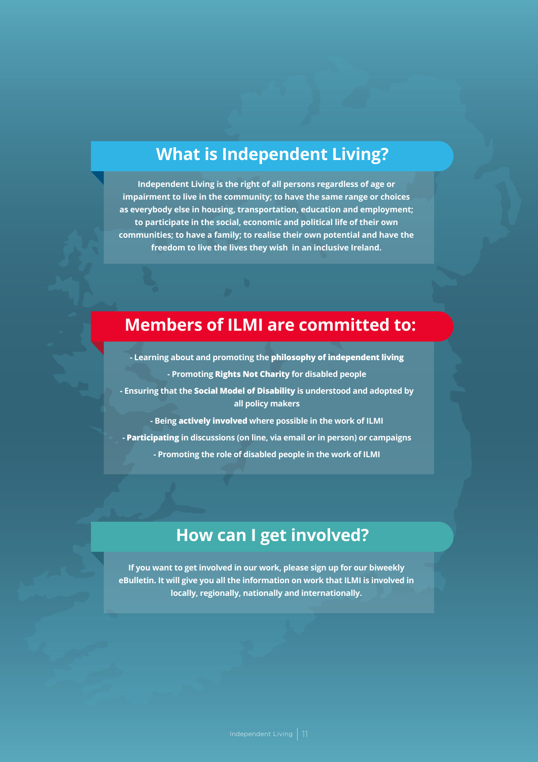## What is Independent Living?

**Independent Living is the right of all persons regardless of age or impairment to live in the community; to have the same range or choices as everybody else in housing, transportation, education and employment; to participate in the social, economic and political life of their own communities; to have a family; to realise their own potential and have the freedom to live the lives they wish in an inclusive Ireland.**

## Members of ILMI are committed to:

- Learning about and promoting the **philosophy of independent living**
- Promoting **Rights Not Charity** for disabled people
- Ensuring that the **Social Model of Disability** is understood and adopted by all policy makers
- Being **actively involved** where possible in the work of ILMI
- **Participating** in discussions (on line, via email or in person) or campaigns
- Promoting the role of disabled people in the work of ILMI

## How can I get involved?

**If you want to get involved in our work, please sign up for our biweekly eBulletin. It will give you all the information on work that ILMI is involved in locally, regionally, nationally and internationally.**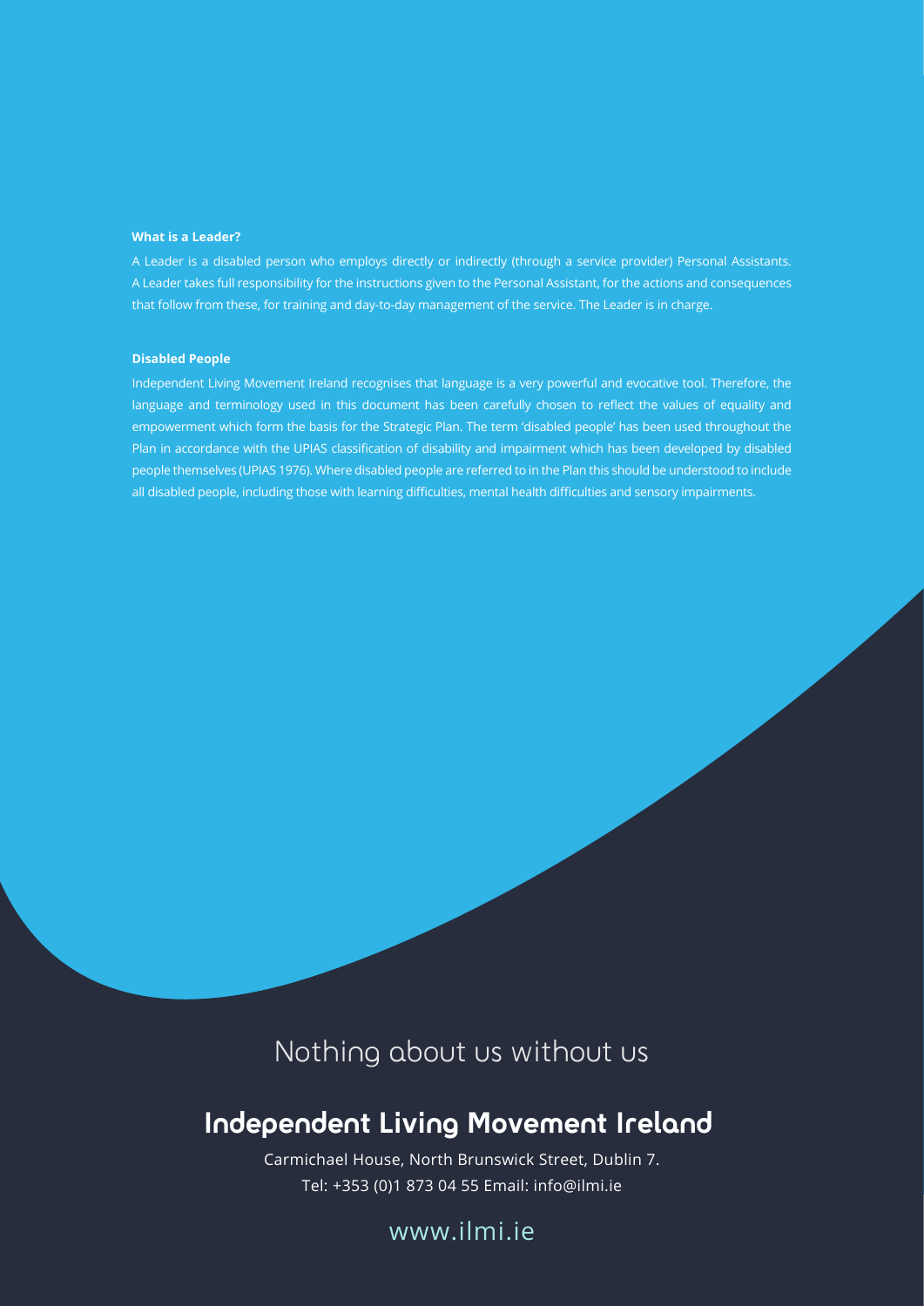### What is a Leader?

A Leader is a disabled person who employs directly or indirectly (through a service provider) Personal Assistants. A Leader takes full responsibility for the instructions given to the Personal Assistant, for the actions and consequences that follow from these, for training and day-to-day management of the service. The Leader is in charge.

### Disabled People

Independent Living Movement Ireland recognises that language is a very powerful and evocative tool. Therefore, the language and terminology used in this document has been carefully chosen to reflect the values of equality and empowerment which form the basis for the Strategic Plan. The term 'disabled people' has been used throughout the Plan in accordance with the UPIAS classification of disability and impairment which has been developed by disabled people themselves (UPIAS 1976). Where disabled people are referred to in the Plan this should be understood to include all disabled people, including those with learning difficulties, mental health difficulties and sensory impairments.

Nothing about us without us

## Independent Living Movement Ireland

Carmichael House, North Brunswick Street, Dublin 7.
Tel: +353 (0)1 873 04 55 Email: info@ilmi.ie

www.ilmi.ie